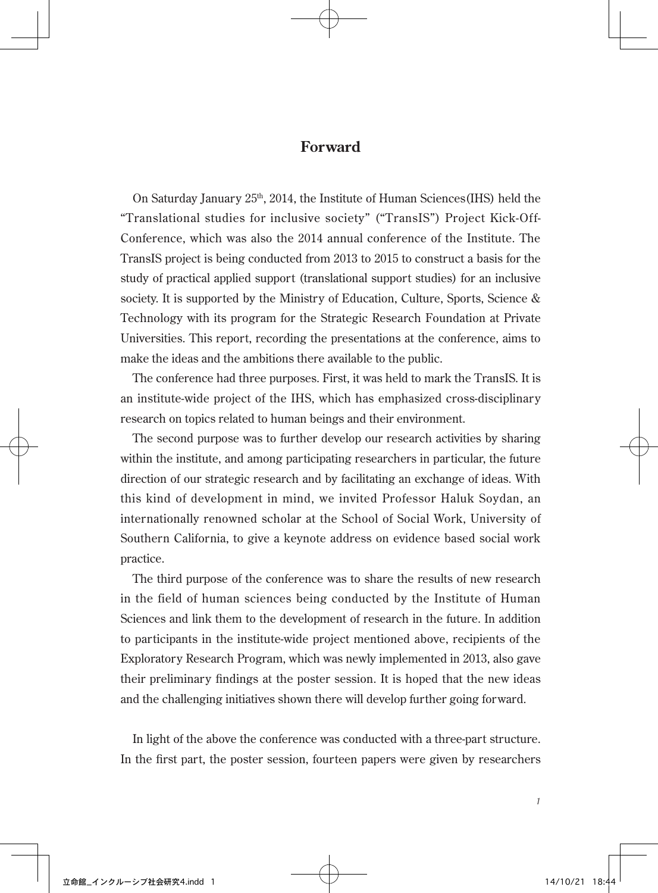# Forward

On Saturday January 25th, 2014, the Institute of Human Sciences(IHS) held the "Translational studies for inclusive society" ("TransIS") Project Kick-Off-Conference, which was also the 2014 annual conference of the Institute. The TransIS project is being conducted from 2013 to 2015 to construct a basis for the study of practical applied support (translational support studies) for an inclusive society. It is supported by the Ministry of Education, Culture, Sports, Science & Technology with its program for the Strategic Research Foundation at Private Universities. This report, recording the presentations at the conference, aims to make the ideas and the ambitions there available to the public.

The conference had three purposes. First, it was held to mark the TransIS. It is an institute-wide project of the IHS, which has emphasized cross-disciplinary research on topics related to human beings and their environment.

The second purpose was to further develop our research activities by sharing within the institute, and among participating researchers in particular, the future direction of our strategic research and by facilitating an exchange of ideas. With this kind of development in mind, we invited Professor Haluk Soydan, an internationally renowned scholar at the School of Social Work, University of Southern California, to give a keynote address on evidence based social work practice.

The third purpose of the conference was to share the results of new research in the field of human sciences being conducted by the Institute of Human Sciences and link them to the development of research in the future. In addition to participants in the institute-wide project mentioned above, recipients of the Exploratory Research Program, which was newly implemented in 2013, also gave their preliminary findings at the poster session. It is hoped that the new ideas and the challenging initiatives shown there will develop further going forward.

In light of the above the conference was conducted with a three-part structure. In the first part, the poster session, fourteen papers were given by researchers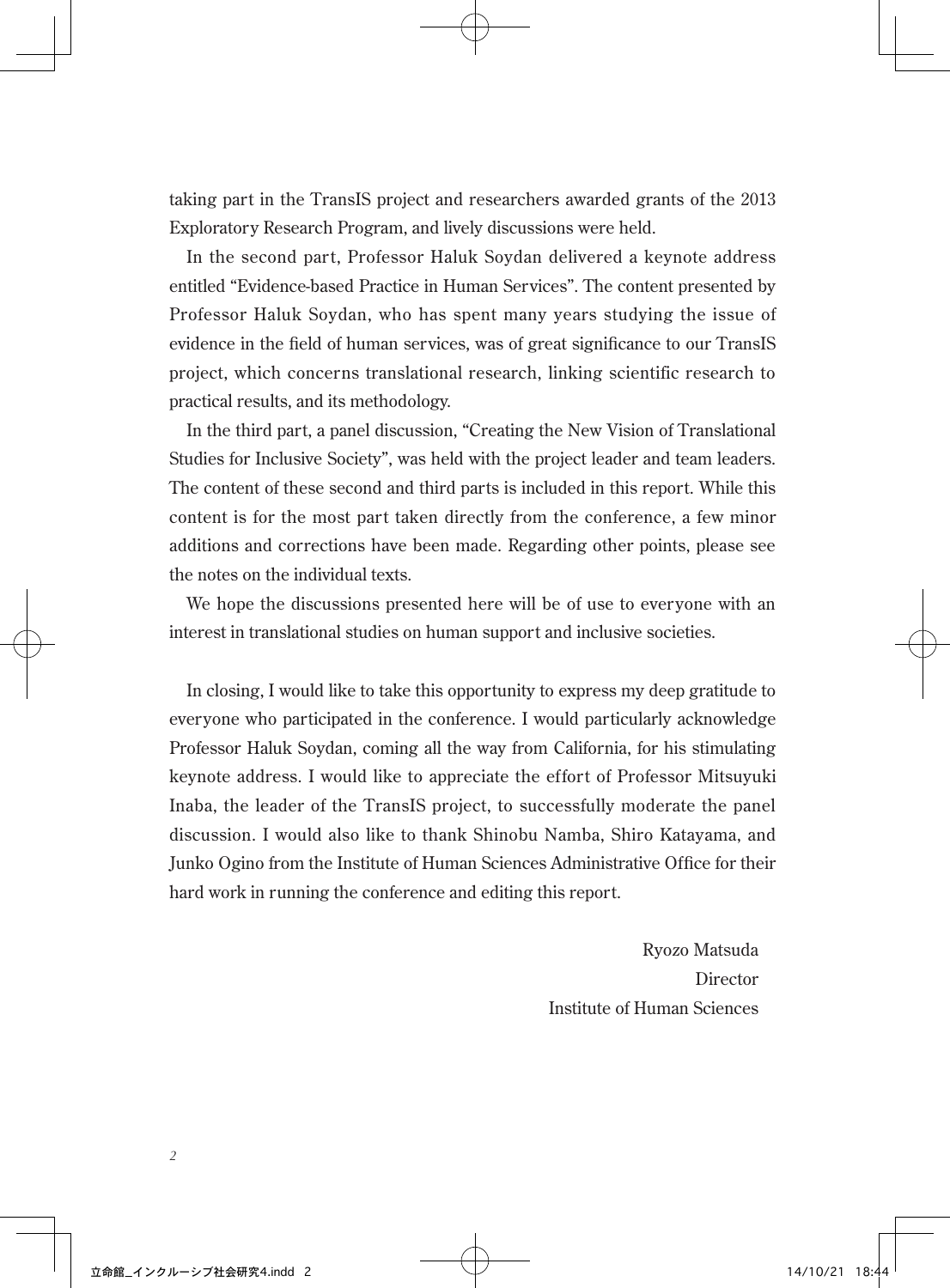taking part in the TransIS project and researchers awarded grants of the 2013 Exploratory Research Program, and lively discussions were held.

In the second part, Professor Haluk Soydan delivered a keynote address entitled "Evidence-based Practice in Human Services". The content presented by Professor Haluk Soydan, who has spent many years studying the issue of evidence in the field of human services, was of great significance to our TransIS project, which concerns translational research, linking scientific research to practical results, and its methodology.

In the third part, a panel discussion, "Creating the New Vision of Translational Studies for Inclusive Society", was held with the project leader and team leaders. The content of these second and third parts is included in this report. While this content is for the most part taken directly from the conference, a few minor additions and corrections have been made. Regarding other points, please see the notes on the individual texts.

We hope the discussions presented here will be of use to everyone with an interest in translational studies on human support and inclusive societies.

In closing, I would like to take this opportunity to express my deep gratitude to everyone who participated in the conference. I would particularly acknowledge Professor Haluk Soydan, coming all the way from California, for his stimulating keynote address. I would like to appreciate the effort of Professor Mitsuyuki Inaba, the leader of the TransIS project, to successfully moderate the panel discussion. I would also like to thank Shinobu Namba, Shiro Katayama, and Junko Ogino from the Institute of Human Sciences Administrative Office for their hard work in running the conference and editing this report.

Ryozo Matsuda
Director
Institute of Human Sciences